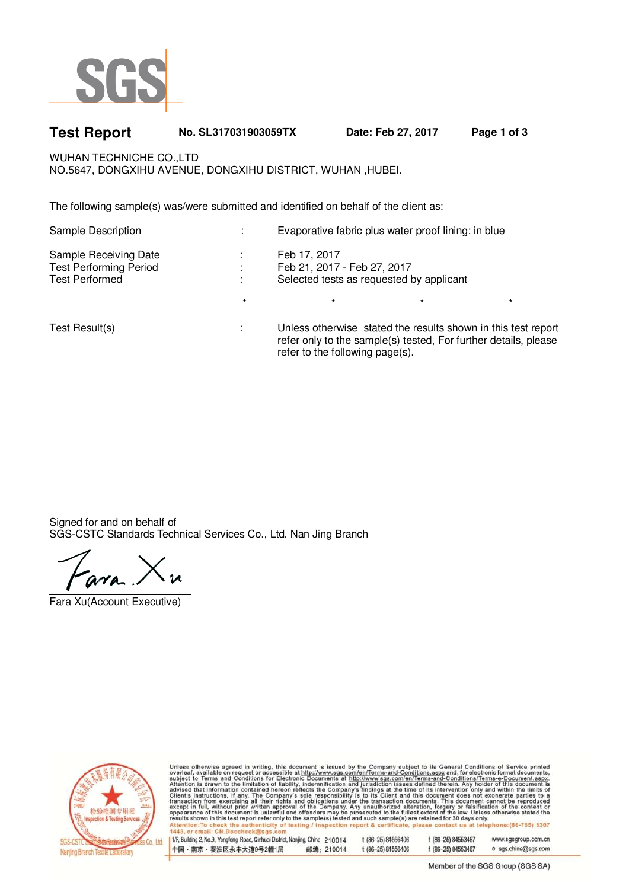SGS

# Test Report

**No. SL317031903059TX** **Date: Feb 27, 2017**

WUHAN TECHNICHE CO.,LTD
NO.5647, DONGXIHU AVENUE, DONGXIHU DISTRICT, WUHAN ,HUBEI.

The following sample(s) was/were submitted and identified on behalf of the client as:

| | | |
|---|---|---|
| Sample Description | : | Evaporative fabric plus water proof lining: in blue |
| Sample Receiving Date | : | Feb 17, 2017 |
| Test Performing Period | : | Feb 21, 2017 - Feb 27, 2017 |
| Test Performed | : | Selected tests as requested by applicant |

\* \* \* \*

| | | |
|---|---|---|
| Test Result(s) | : | Unless otherwise stated the results shown in this test report refer only to the sample(s) tested, For further details, please refer to the following page(s). |

Signed for and on behalf of
SGS-CSTC Standards Technical Services Co., Ltd. Nan Jing Branch

Fara Xu(Account Executive)

Unless otherwise agreed in writing, this document is issued by the Company subject to its General Conditions of Service printed overleaf, available on request or accessible at http://www.sgs.com/en/Terms-and-Conditions.aspx and, for electronic format documents, subject to Terms and Conditions for Electronic Documents at http://www.sgs.com/en/Terms-and-Conditions/Terms-e-Document.aspx. Attention is drawn to the limitation of liability, indemnification and jurisdiction issues defined therein. Any holder of this document is advised that information contained hereon reflects the Company's findings at the time of its intervention only and within the limits of Client's instructions, if any. The Company's sole responsibility is to its Client and this document does not exonerate parties to a transaction from exercising all their rights and obligations under the transaction documents. This document cannot be reproduced except in full, without prior written approval of the Company. Any unauthorized alteration, forgery or falsification of the content or appearance of this document is unlawful and offenders may be prosecuted to the fullest extent of the law. Unless otherwise stated the results shown in this test report refer only to the sample(s) tested and such sample(s) are retained for 30 days only.

Attention:To check the authenticity of testing / inspection report & certificate, please contact us at telephone:(86-755) 8307 1443, or email: CN.Doccheck@sgs.com

1/F, Building 2, No.9, Yongfeng Road, Qinhuai District, Nanjing, China 210014 t (86-25) 84556406 f (86-25) 84553467 www.sgsgroup.com.cn
中国・南京・秦淮区永丰大道9号2幢1层 邮编：210014 t (86-25) 84556406 f (86-25) 84553467 e sgs.china@sgs.com

Member of the SGS Group (SGS SA)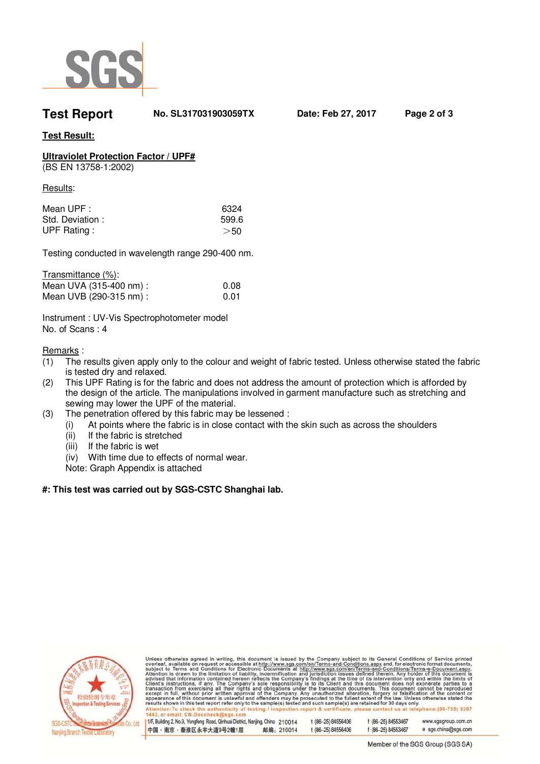## Test Result:

### Ultraviolet Protection Factor / UPF#

(BS EN 13758-1:2002)

Results:

| | |
|---|---|
| Mean UPF : | 6324 |
| Std. Deviation : | 599.6 |
| UPF Rating : | ＞50 |

Testing conducted in wavelength range 290-400 nm.

Transmittance (%):

| | |
|---|---|
| Mean UVA (315-400 nm) : | 0.08 |
| Mean UVB (290-315 nm) : | 0.01 |

Instrument : UV-Vis Spectrophotometer model

No. of Scans : 4

Remarks :

(1) The results given apply only to the colour and weight of fabric tested. Unless otherwise stated the fabric is tested dry and relaxed.

(2) This UPF Rating is for the fabric and does not address the amount of protection which is afforded by the design of the article. The manipulations involved in garment manufacture such as stretching and sewing may lower the UPF of the material.

(3) The penetration offered by this fabric may be lessened :

- (i) At points where the fabric is in close contact with the skin such as across the shoulders
- (ii) If the fabric is stretched
- (iii) If the fabric is wet
- (iv) With time due to effects of normal wear.

Note: Graph Appendix is attached

**#: This test was carried out by SGS-CSTC Shanghai lab.**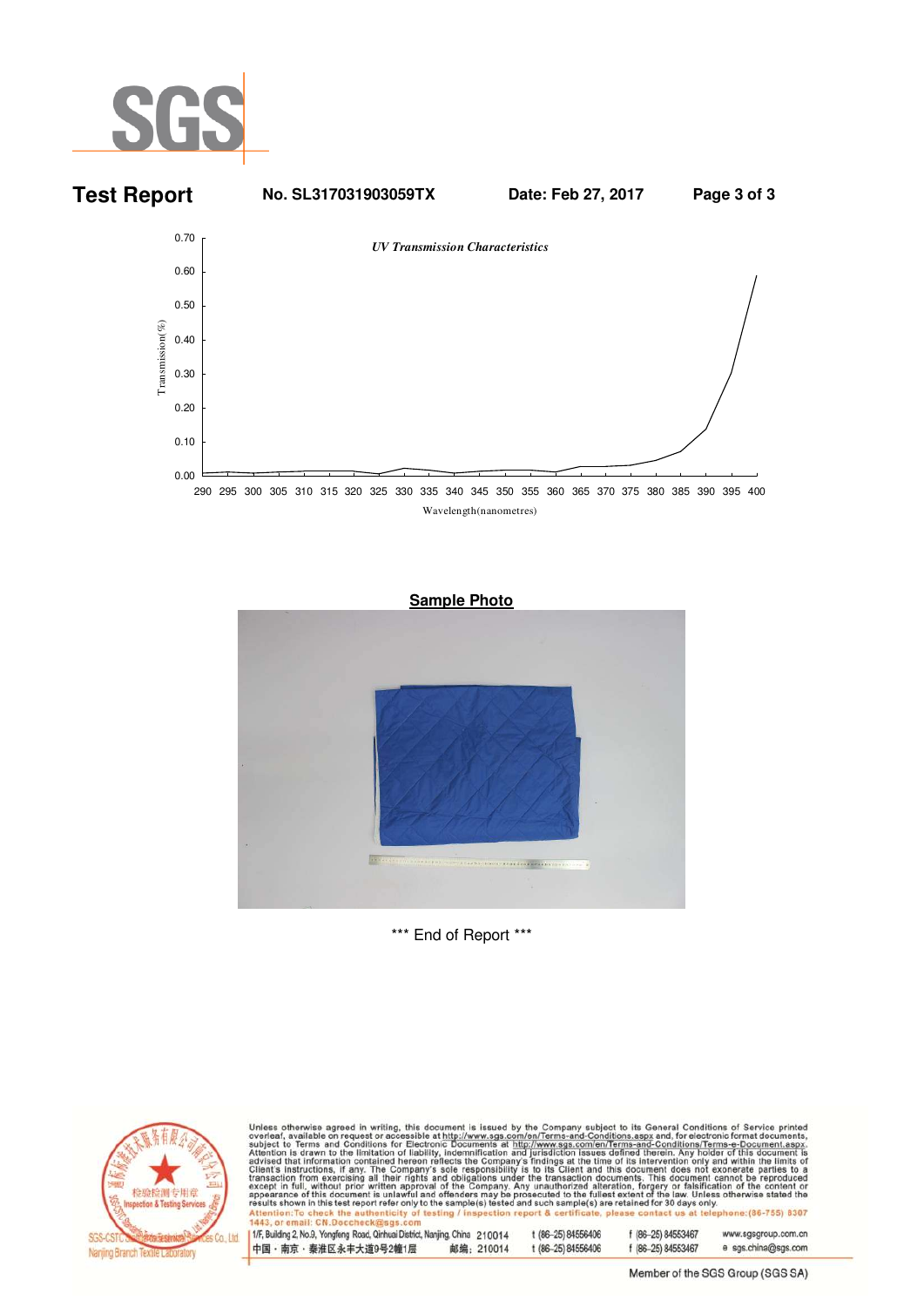## Test Report

**No. SL317031903059TX** **Date: Feb 27, 2017**

*UV Transmission Characteristics*

Transmission(%)

0.70
0.60
0.50
0.40
0.30
0.20
0.10
0.00

290 295 300 305 310 315 320 325 330 335 340 345 350 355 360 365 370 375 380 385 390 395 400

Wavelength(nanometres)

**Sample Photo**

*** End of Report ***

Unless otherwise agreed in writing, this document is issued by the Company subject to its General Conditions of Service printed overleaf, available on request or accessible at http://www.sgs.com/en/Terms-and-Conditions.aspx and, for electronic format documents, subject to Terms and Conditions for Electronic Documents at http://www.sgs.com/en/Terms-and-Conditions/Terms-e-Document.aspx. Attention is drawn to the limitation of liability, indemnification and jurisdiction issues defined therein. Any holder of this document is advised that information contained hereon reflects the Company's findings at the time of its intervention only and within the limits of Client's instructions, if any. The Company's sole responsibility is to its Client and this document does not exonerate parties to a transaction from exercising all their rights and obligations under the transaction documents. This document cannot be reproduced except in full, without prior written approval of the Company. Any unauthorized alteration, forgery or falsification of the content or appearance of this document is unlawful and offenders may be prosecuted to the fullest extent of the law. Unless otherwise stated the results shown in this test report refer only to the sample(s) tested and such sample(s) are retained for 30 days only.

Attention: To check the authenticity of testing / inspection report & certificate, please contact us at telephone:(86-755) 8307 1443, or email: CN.Doccheck@sgs.com

1/F, Building 2, No.9, Yongfeng Road, Qinhuai District, Nanjing, China 210014 t (86-25) 84556406 f (86-25) 84553467 www.sgsgroup.com.cn

中国・南京・秦淮区永丰大道9号2幢1层 邮编: 210014 t (86-25) 84556406 f (86-25) 84553467 e sgs.china@sgs.com

SGS-CSTC Standards Technical Services Co., Ltd. Nanjing Branch Textile Laboratory

Member of the SGS Group (SGS SA)